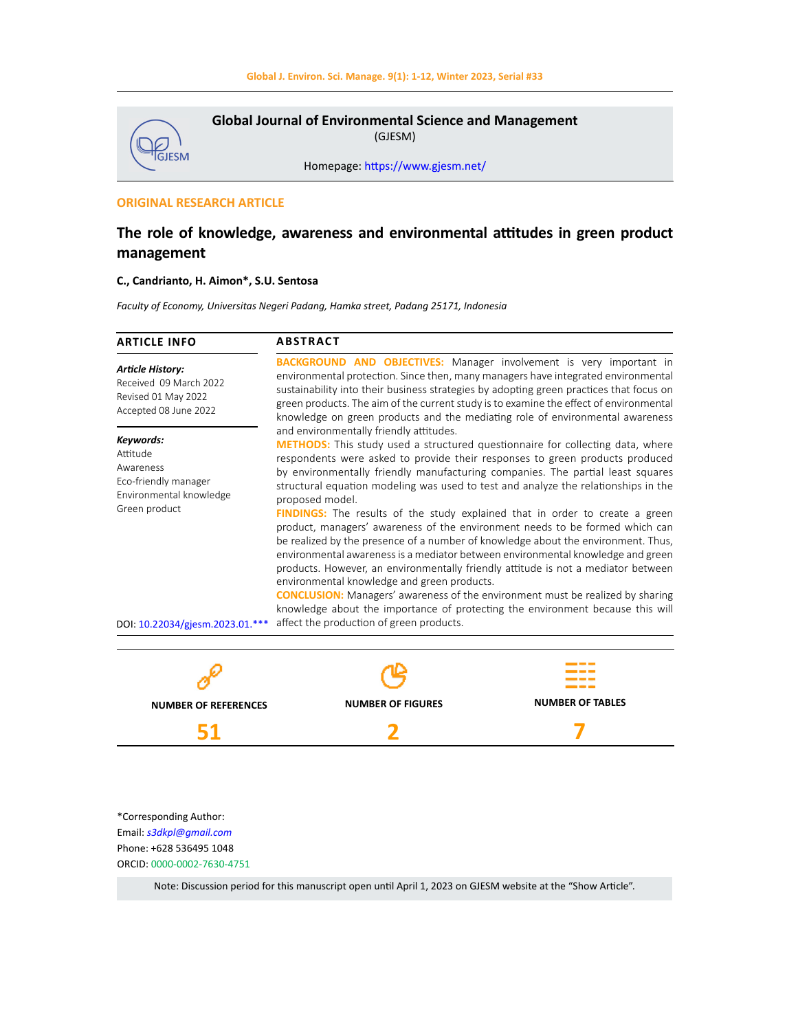Global Journal of Environmental Science and Management
(GJESM)

Homepage: https://www.gjesm.net/

**ORIGINAL RESEARCH ARTICLE**

# The role of knowledge, awareness and environmental attitudes in green product management

**C., Candrianto, H. Aimon*, S.U. Sentosa**

*Faculty of Economy, Universitas Negeri Padang, Hamka street, Padang 25171, Indonesia*

## ARTICLE INFO

***Article History:***
Received 09 March 2022
Revised 01 May 2022
Accepted 08 June 2022

***Keywords:***
Attitude
Awareness
Eco-friendly manager
Environmental knowledge
Green product

DOI: 10.22034/gjesm.2023.01.***

## ABSTRACT

**BACKGROUND AND OBJECTIVES:** Manager involvement is very important in environmental protection. Since then, many managers have integrated environmental sustainability into their business strategies by adopting green practices that focus on green products. The aim of the current study is to examine the effect of environmental knowledge on green products and the mediating role of environmental awareness and environmentally friendly attitudes.

**METHODS:** This study used a structured questionnaire for collecting data, where respondents were asked to provide their responses to green products produced by environmentally friendly manufacturing companies. The partial least squares structural equation modeling was used to test and analyze the relationships in the proposed model.

**FINDINGS:** The results of the study explained that in order to create a green product, managers' awareness of the environment needs to be formed which can be realized by the presence of a number of knowledge about the environment. Thus, environmental awareness is a mediator between environmental knowledge and green products. However, an environmentally friendly attitude is not a mediator between environmental knowledge and green products.

**CONCLUSION:** Managers' awareness of the environment must be realized by sharing knowledge about the importance of protecting the environment because this will affect the production of green products.

| NUMBER OF REFERENCES | NUMBER OF FIGURES | NUMBER OF TABLES |
| --- | --- | --- |
| 51 | 2 | 7 |

*Corresponding Author:
Email: s3dkpl@gmail.com
Phone: +628 536495 1048
ORCID: 0000-0002-7630-4751

Note: Discussion period for this manuscript open until April 1, 2023 on GJESM website at the "Show Article".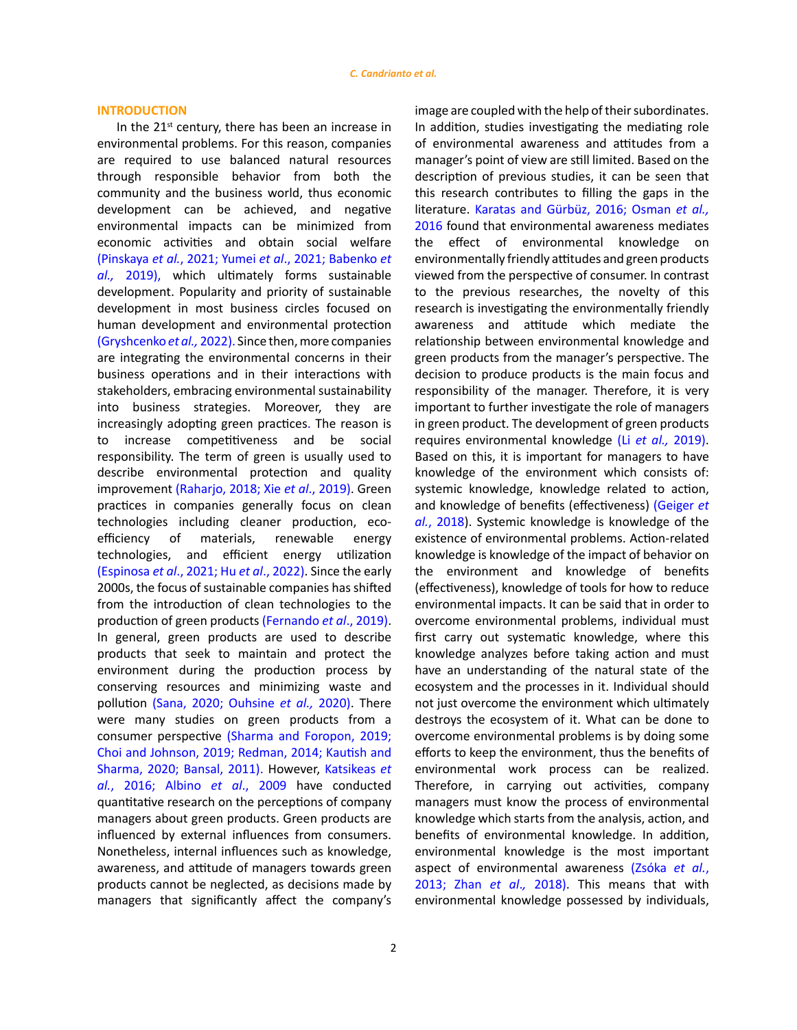## INTRODUCTION

In the 21st century, there has been an increase in environmental problems. For this reason, companies are required to use balanced natural resources through responsible behavior from both the community and the business world, thus economic development can be achieved, and negative environmental impacts can be minimized from economic activities and obtain social welfare (Pinskaya *et al.*, 2021; Yumei *et al*., 2021; Babenko *et al.,* 2019), which ultimately forms sustainable development. Popularity and priority of sustainable development in most business circles focused on human development and environmental protection (Gryshcenko *et al.,* 2022). Since then, more companies are integrating the environmental concerns in their business operations and in their interactions with stakeholders, embracing environmental sustainability into business strategies. Moreover, they are increasingly adopting green practices. The reason is to increase competitiveness and be social responsibility. The term of green is usually used to describe environmental protection and quality improvement (Raharjo, 2018; Xie *et al*., 2019). Green practices in companies generally focus on clean technologies including cleaner production, eco-efficiency of materials, renewable energy technologies, and efficient energy utilization (Espinosa *et al*., 2021; Hu *et al*., 2022). Since the early 2000s, the focus of sustainable companies has shifted from the introduction of clean technologies to the production of green products (Fernando *et al*., 2019). In general, green products are used to describe products that seek to maintain and protect the environment during the production process by conserving resources and minimizing waste and pollution (Sana, 2020; Ouhsine *et al.,* 2020). There were many studies on green products from a consumer perspective (Sharma and Foropon, 2019; Choi and Johnson, 2019; Redman, 2014; Kautish and Sharma, 2020; Bansal, 2011). However, Katsikeas *et al.*, 2016; Albino *et al*., 2009 have conducted quantitative research on the perceptions of company managers about green products. Green products are influenced by external influences from consumers. Nonetheless, internal influences such as knowledge, awareness, and attitude of managers towards green products cannot be neglected, as decisions made by managers that significantly affect the company's image are coupled with the help of their subordinates. In addition, studies investigating the mediating role of environmental awareness and attitudes from a manager's point of view are still limited. Based on the description of previous studies, it can be seen that this research contributes to filling the gaps in the literature. Karatas and Gürbüz, 2016; Osman *et al.,* 2016 found that environmental awareness mediates the effect of environmental knowledge on environmentally friendly attitudes and green products viewed from the perspective of consumer. In contrast to the previous researches, the novelty of this research is investigating the environmentally friendly awareness and attitude which mediate the relationship between environmental knowledge and green products from the manager's perspective. The decision to produce products is the main focus and responsibility of the manager. Therefore, it is very important to further investigate the role of managers in green product. The development of green products requires environmental knowledge (Li *et al.,* 2019). Based on this, it is important for managers to have knowledge of the environment which consists of: systemic knowledge, knowledge related to action, and knowledge of benefits (effectiveness) (Geiger *et al.*, 2018). Systemic knowledge is knowledge of the existence of environmental problems. Action-related knowledge is knowledge of the impact of behavior on the environment and knowledge of benefits (effectiveness), knowledge of tools for how to reduce environmental impacts. It can be said that in order to overcome environmental problems, individual must first carry out systematic knowledge, where this knowledge analyzes before taking action and must have an understanding of the natural state of the ecosystem and the processes in it. Individual should not just overcome the environment which ultimately destroys the ecosystem of it. What can be done to overcome environmental problems is by doing some efforts to keep the environment, thus the benefits of environmental work process can be realized. Therefore, in carrying out activities, company managers must know the process of environmental knowledge which starts from the analysis, action, and benefits of environmental knowledge. In addition, environmental knowledge is the most important aspect of environmental awareness (Zsóka *et al.*, 2013; Zhan *et al.,* 2018). This means that with environmental knowledge possessed by individuals,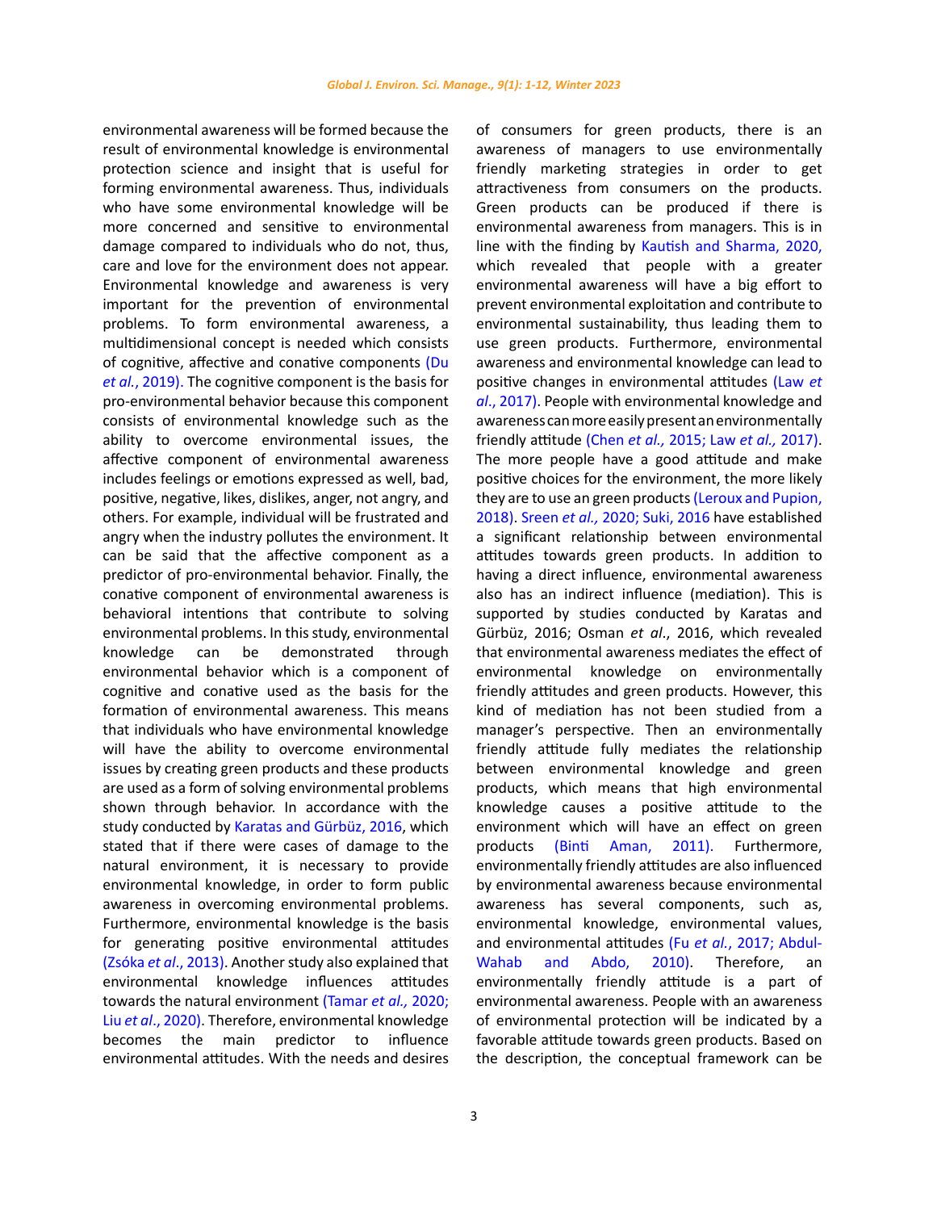environmental awareness will be formed because the result of environmental knowledge is environmental protection science and insight that is useful for forming environmental awareness. Thus, individuals who have some environmental knowledge will be more concerned and sensitive to environmental damage compared to individuals who do not, thus, care and love for the environment does not appear. Environmental knowledge and awareness is very important for the prevention of environmental problems. To form environmental awareness, a multidimensional concept is needed which consists of cognitive, affective and conative components (Du *et al.*, 2019). The cognitive component is the basis for pro-environmental behavior because this component consists of environmental knowledge such as the ability to overcome environmental issues, the affective component of environmental awareness includes feelings or emotions expressed as well, bad, positive, negative, likes, dislikes, anger, not angry, and others. For example, individual will be frustrated and angry when the industry pollutes the environment. It can be said that the affective component as a predictor of pro-environmental behavior. Finally, the conative component of environmental awareness is behavioral intentions that contribute to solving environmental problems. In this study, environmental knowledge can be demonstrated through environmental behavior which is a component of cognitive and conative used as the basis for the formation of environmental awareness. This means that individuals who have environmental knowledge will have the ability to overcome environmental issues by creating green products and these products are used as a form of solving environmental problems shown through behavior. In accordance with the study conducted by Karatas and Gürbüz, 2016, which stated that if there were cases of damage to the natural environment, it is necessary to provide environmental knowledge, in order to form public awareness in overcoming environmental problems. Furthermore, environmental knowledge is the basis for generating positive environmental attitudes (Zsóka *et al*., 2013). Another study also explained that environmental knowledge influences attitudes towards the natural environment (Tamar *et al.,* 2020; Liu *et al*., 2020). Therefore, environmental knowledge becomes the main predictor to influence environmental attitudes. With the needs and desires of consumers for green products, there is an awareness of managers to use environmentally friendly marketing strategies in order to get attractiveness from consumers on the products. Green products can be produced if there is environmental awareness from managers. This is in line with the finding by Kautish and Sharma, 2020, which revealed that people with a greater environmental awareness will have a big effort to prevent environmental exploitation and contribute to environmental sustainability, thus leading them to use green products. Furthermore, environmental awareness and environmental knowledge can lead to positive changes in environmental attitudes (Law *et al.*, 2017). People with environmental knowledge and awareness can more easily present an environmentally friendly attitude (Chen *et al.,* 2015; Law *et al.,* 2017). The more people have a good attitude and make positive choices for the environment, the more likely they are to use an green products (Leroux and Pupion, 2018). Sreen *et al.,* 2020; Suki, 2016 have established a significant relationship between environmental attitudes towards green products. In addition to having a direct influence, environmental awareness also has an indirect influence (mediation). This is supported by studies conducted by Karatas and Gürbüz, 2016; Osman *et al*., 2016, which revealed that environmental awareness mediates the effect of environmental knowledge on environmentally friendly attitudes and green products. However, this kind of mediation has not been studied from a manager's perspective. Then an environmentally friendly attitude fully mediates the relationship between environmental knowledge and green products, which means that high environmental knowledge causes a positive attitude to the environment which will have an effect on green products (Binti Aman, 2011). Furthermore, environmentally friendly attitudes are also influenced by environmental awareness because environmental awareness has several components, such as, environmental knowledge, environmental values, and environmental attitudes (Fu *et al*., 2017; Abdul-Wahab and Abdo, 2010). Therefore, an environmentally friendly attitude is a part of environmental awareness. People with an awareness of environmental protection will be indicated by a favorable attitude towards green products. Based on the description, the conceptual framework can be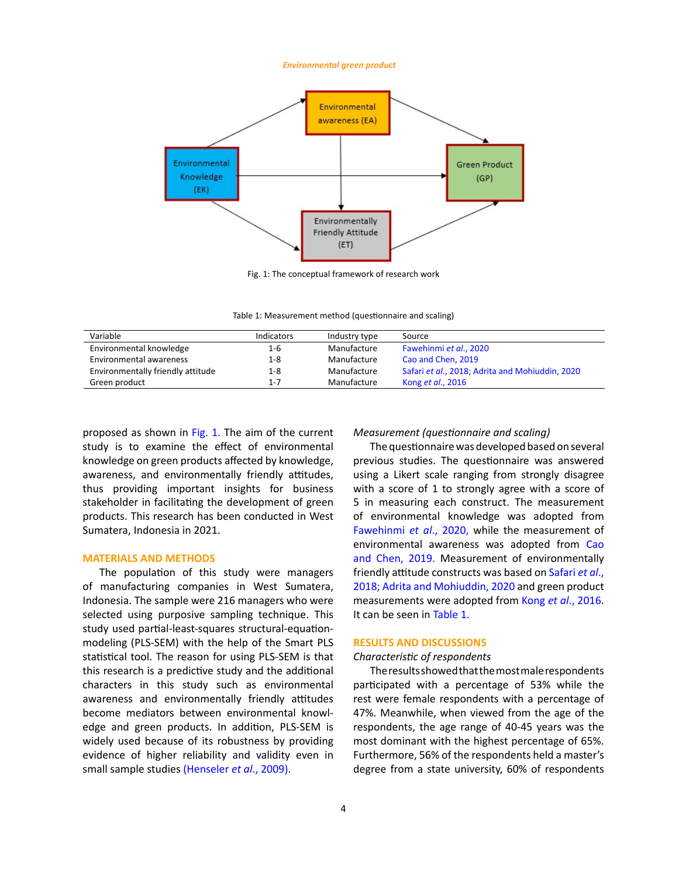*Environmental green product*

Fig. 1: The conceptual framework of research work

Table 1: Measurement method (questionnaire and scaling)

| Variable | Indicators | Industry type | Source |
|---|---|---|---|
| Environmental knowledge | 1-6 | Manufacture | Fawehinmi *et al*., 2020 |
| Environmental awareness | 1-8 | Manufacture | Cao and Chen, 2019 |
| Environmentally friendly attitude | 1-8 | Manufacture | Safari *et al*., 2018; Adrita and Mohiuddin, 2020 |
| Green product | 1-7 | Manufacture | Kong *et al*., 2016 |

proposed as shown in Fig. 1. The aim of the current study is to examine the effect of environmental knowledge on green products affected by knowledge, awareness, and environmentally friendly attitudes, thus providing important insights for business stakeholder in facilitating the development of green products. This research has been conducted in West Sumatera, Indonesia in 2021.

## MATERIALS AND METHODS

The population of this study were managers of manufacturing companies in West Sumatera, Indonesia. The sample were 216 managers who were selected using purposive sampling technique. This study used partial-least-squares structural-equation-modeling (PLS-SEM) with the help of the Smart PLS statistical tool. The reason for using PLS-SEM is that this research is a predictive study and the additional characters in this study such as environmental awareness and environmentally friendly attitudes become mediators between environmental knowledge and green products. In addition, PLS-SEM is widely used because of its robustness by providing evidence of higher reliability and validity even in small sample studies (Henseler *et al*., 2009).

### *Measurement (questionnaire and scaling)*

The questionnaire was developed based on several previous studies. The questionnaire was answered using a Likert scale ranging from strongly disagree with a score of 1 to strongly agree with a score of 5 in measuring each construct. The measurement of environmental knowledge was adopted from Fawehinmi *et al*., 2020, while the measurement of environmental awareness was adopted from Cao and Chen, 2019. Measurement of environmentally friendly attitude constructs was based on Safari *et al*., 2018; Adrita and Mohiuddin, 2020 and green product measurements were adopted from Kong *et al*., 2016. It can be seen in Table 1.

## RESULTS AND DISCUSSIONS

### *Characteristic of respondents*

The results showed that the most male respondents participated with a percentage of 53% while the rest were female respondents with a percentage of 47%. Meanwhile, when viewed from the age of the respondents, the age range of 40-45 years was the most dominant with the highest percentage of 65%. Furthermore, 56% of the respondents held a master's degree from a state university, 60% of respondents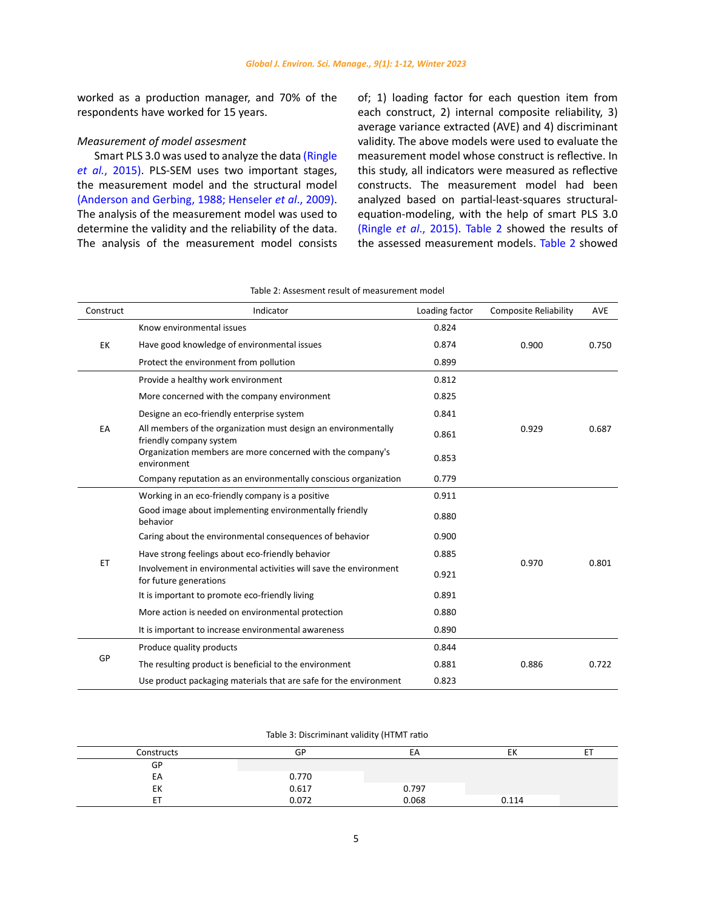worked as a production manager, and 70% of the respondents have worked for 15 years.

*Measurement of model assesment*

Smart PLS 3.0 was used to analyze the data (Ringle *et al.*, 2015). PLS-SEM uses two important stages, the measurement model and the structural model (Anderson and Gerbing, 1988; Henseler *et al*., 2009). The analysis of the measurement model was used to determine the validity and the reliability of the data. The analysis of the measurement model consists of; 1) loading factor for each question item from each construct, 2) internal composite reliability, 3) average variance extracted (AVE) and 4) discriminant validity. The above models were used to evaluate the measurement model whose construct is reflective. In this study, all indicators were measured as reflective constructs. The measurement model had been analyzed based on partial-least-squares structural-equation-modeling, with the help of smart PLS 3.0 (Ringle *et al*., 2015). Table 2 showed the results of the assessed measurement models. Table 2 showed

Table 2: Assesment result of measurement model

| Construct | Indicator | Loading factor | Composite Reliability | AVE |
|---|---|---|---|---|
| EK | Know environmental issues | 0.824 | 0.900 | 0.750 |
| | Have good knowledge of environmental issues | 0.874 | | |
| | Protect the environment from pollution | 0.899 | | |
| EA | Provide a healthy work environment | 0.812 | 0.929 | 0.687 |
| | More concerned with the company environment | 0.825 | | |
| | Designe an eco-friendly enterprise system | 0.841 | | |
| | All members of the organization must design an environmentally friendly company system | 0.861 | | |
| | Organization members are more concerned with the company's environment | 0.853 | | |
| | Company reputation as an environmentally conscious organization | 0.779 | | |
| ET | Working in an eco-friendly company is a positive | 0.911 | 0.970 | 0.801 |
| | Good image about implementing environmentally friendly behavior | 0.880 | | |
| | Caring about the environmental consequences of behavior | 0.900 | | |
| | Have strong feelings about eco-friendly behavior | 0.885 | | |
| | Involvement in environmental activities will save the environment for future generations | 0.921 | | |
| | It is important to promote eco-friendly living | 0.891 | | |
| | More action is needed on environmental protection | 0.880 | | |
| | It is important to increase environmental awareness | 0.890 | | |
| GP | Produce quality products | 0.844 | 0.886 | 0.722 |
| | The resulting product is beneficial to the environment | 0.881 | | |
| | Use product packaging materials that are safe for the environment | 0.823 | | |

Table 3: Discriminant validity (HTMT ratio

| Constructs | GP | EA | EK | ET |
|---|---|---|---|---|
| GP | | | | |
| EA | 0.770 | | | |
| EK | 0.617 | 0.797 | | |
| ET | 0.072 | 0.068 | 0.114 | |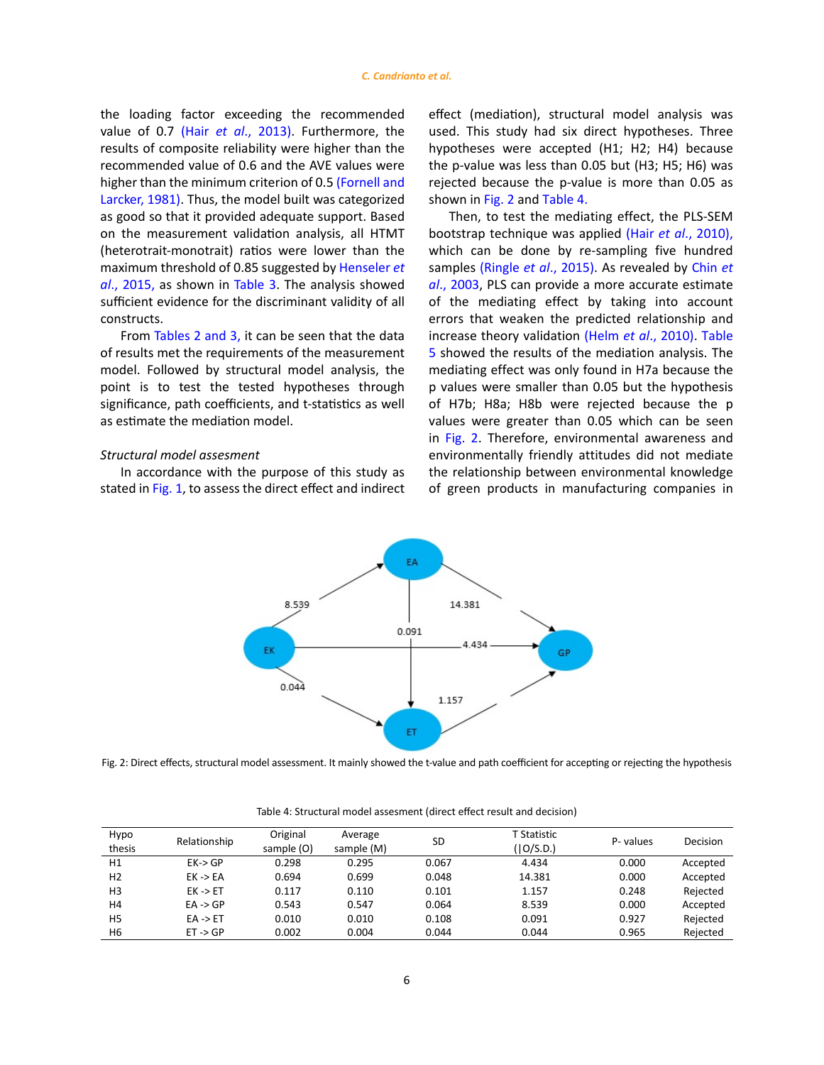the loading factor exceeding the recommended value of 0.7 (Hair *et al.*, 2013). Furthermore, the results of composite reliability were higher than the recommended value of 0.6 and the AVE values were higher than the minimum criterion of 0.5 (Fornell and Larcker, 1981). Thus, the model built was categorized as good so that it provided adequate support. Based on the measurement validation analysis, all HTMT (heterotrait-monotrait) ratios were lower than the maximum threshold of 0.85 suggested by Henseler *et al.*, 2015, as shown in Table 3. The analysis showed sufficient evidence for the discriminant validity of all constructs.

From Tables 2 and 3, it can be seen that the data of results met the requirements of the measurement model. Followed by structural model analysis, the point is to test the tested hypotheses through significance, path coefficients, and t-statistics as well as estimate the mediation model.

*Structural model assesment*

In accordance with the purpose of this study as stated in Fig. 1, to assess the direct effect and indirect effect (mediation), structural model analysis was used. This study had six direct hypotheses. Three hypotheses were accepted (H1; H2; H4) because the p-value was less than 0.05 but (H3; H5; H6) was rejected because the p-value is more than 0.05 as shown in Fig. 2 and Table 4.

Then, to test the mediating effect, the PLS-SEM bootstrap technique was applied (Hair *et al.*, 2010), which can be done by re-sampling five hundred samples (Ringle *et al.*, 2015). As revealed by Chin *et al.*, 2003, PLS can provide a more accurate estimate of the mediating effect by taking into account errors that weaken the predicted relationship and increase theory validation (Helm *et al.*, 2010). Table 5 showed the results of the mediation analysis. The mediating effect was only found in H7a because the p values were smaller than 0.05 but the hypothesis of H7b; H8a; H8b were rejected because the p values were greater than 0.05 which can be seen in Fig. 2. Therefore, environmental awareness and environmentally friendly attitudes did not mediate the relationship between environmental knowledge of green products in manufacturing companies in

Fig. 2: Direct effects, structural model assessment. It mainly showed the t-value and path coefficient for accepting or rejecting the hypothesis

Table 4: Structural model assesment (direct effect result and decision)

| Hypothesis | Relationship | Original sample (O) | Average sample (M) | SD | T Statistic (\|O/S.D.) | P- values | Decision |
|---|---|---|---|---|---|---|---|
| H1 | EK-> GP | 0.298 | 0.295 | 0.067 | 4.434 | 0.000 | Accepted |
| H2 | EK -> EA | 0.694 | 0.699 | 0.048 | 14.381 | 0.000 | Accepted |
| H3 | EK -> ET | 0.117 | 0.110 | 0.101 | 1.157 | 0.248 | Rejected |
| H4 | EA -> GP | 0.543 | 0.547 | 0.064 | 8.539 | 0.000 | Accepted |
| H5 | EA -> ET | 0.010 | 0.010 | 0.108 | 0.091 | 0.927 | Rejected |
| H6 | ET -> GP | 0.002 | 0.004 | 0.044 | 0.044 | 0.965 | Rejected |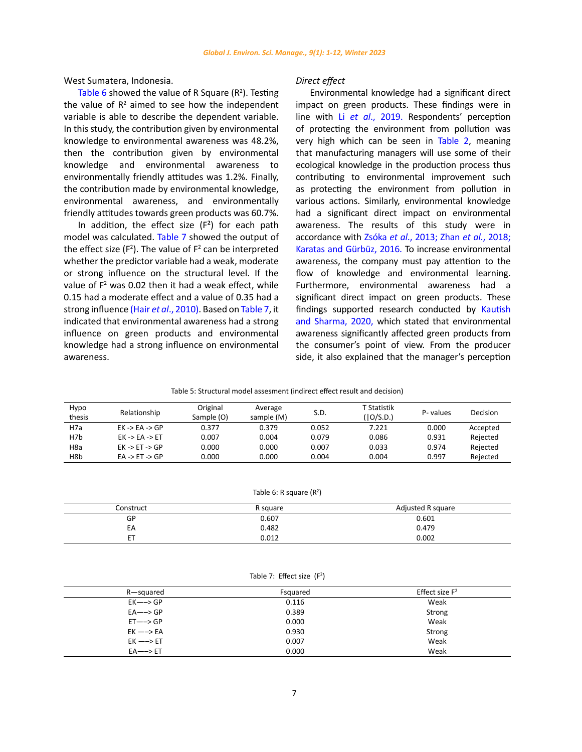West Sumatera, Indonesia.

Table 6 showed the value of R Square ($R^2$). Testing the value of $R^2$ aimed to see how the independent variable is able to describe the dependent variable. In this study, the contribution given by environmental knowledge to environmental awareness was 48.2%, then the contribution given by environmental knowledge and environmental awareness to environmentally friendly attitudes was 1.2%. Finally, the contribution made by environmental knowledge, environmental awareness, and environmentally friendly attitudes towards green products was 60.7%.

In addition, the effect size ($F^2$) for each path model was calculated. Table 7 showed the output of the effect size ($F^2$). The value of $F^2$ can be interpreted whether the predictor variable had a weak, moderate or strong influence on the structural level. If the value of $F^2$ was 0.02 then it had a weak effect, while 0.15 had a moderate effect and a value of 0.35 had a strong influence (Hair *et al*., 2010). Based on Table 7, it indicated that environmental awareness had a strong influence on green products and environmental knowledge had a strong influence on environmental awareness.

*Direct effect*

Environmental knowledge had a significant direct impact on green products. These findings were in line with Li *et al*., 2019. Respondents' perception of protecting the environment from pollution was very high which can be seen in Table 2, meaning that manufacturing managers will use some of their ecological knowledge in the production process thus contributing to environmental improvement such as protecting the environment from pollution in various actions. Similarly, environmental knowledge had a significant direct impact on environmental awareness. The results of this study were in accordance with Zsóka *et al*., 2013; Zhan *et al*., 2018; Karatas and Gürbüz, 2016. To increase environmental awareness, the company must pay attention to the flow of knowledge and environmental learning. Furthermore, environmental awareness had a significant direct impact on green products. These findings supported research conducted by Kautish and Sharma, 2020, which stated that environmental awareness significantly affected green products from the consumer's point of view. From the producer side, it also explained that the manager's perception

Table 5: Structural model assesment (indirect effect result and decision)

| Hypothesis | Relationship | Original Sample (O) | Average sample (M) | S.D. | T Statistik (\|O/S.D.) | P- values | Decision |
|---|---|---|---|---|---|---|---|
| H7a | EK -> EA -> GP | 0.377 | 0.379 | 0.052 | 7.221 | 0.000 | Accepted |
| H7b | EK -> EA -> ET | 0.007 | 0.004 | 0.079 | 0.086 | 0.931 | Rejected |
| H8a | EK -> ET -> GP | 0.000 | 0.000 | 0.007 | 0.033 | 0.974 | Rejected |
| H8b | EA -> ET -> GP | 0.000 | 0.000 | 0.004 | 0.004 | 0.997 | Rejected |

Table 6: R square ($R^2$)

| Construct | R square | Adjusted R square |
|---|---|---|
| GP | 0.607 | 0.601 |
| EA | 0.482 | 0.479 |
| ET | 0.012 | 0.002 |

Table 7: Effect size ($F^2$)

| R—squared | Fsquared | Effect size $F^2$ |
|---|---|---|
| EK—–> GP | 0.116 | Weak |
| EA—–> GP | 0.389 | Strong |
| ET—–> GP | 0.000 | Weak |
| EK —–> EA | 0.930 | Strong |
| EK —–> ET | 0.007 | Weak |
| EA—–> ET | 0.000 | Weak |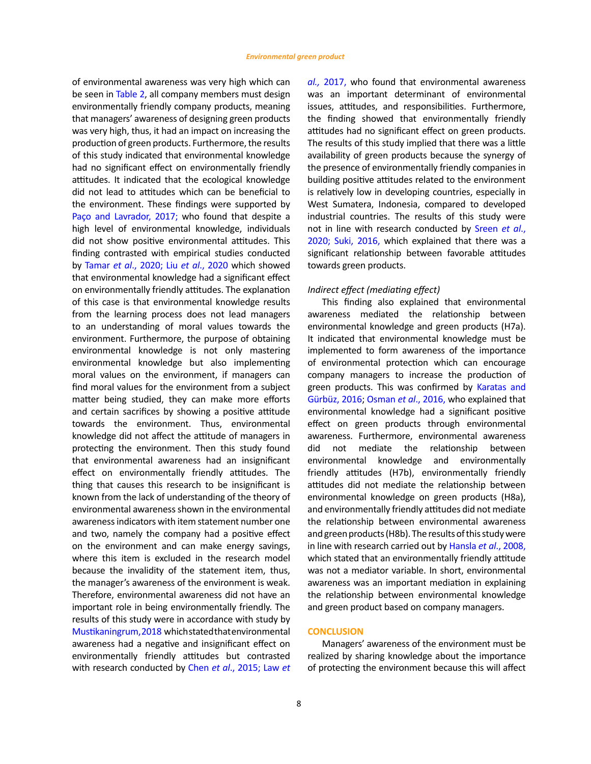of environmental awareness was very high which can be seen in Table 2, all company members must design environmentally friendly company products, meaning that managers' awareness of designing green products was very high, thus, it had an impact on increasing the production of green products. Furthermore, the results of this study indicated that environmental knowledge had no significant effect on environmentally friendly attitudes. It indicated that the ecological knowledge did not lead to attitudes which can be beneficial to the environment. These findings were supported by Paço and Lavrador, 2017; who found that despite a high level of environmental knowledge, individuals did not show positive environmental attitudes. This finding contrasted with empirical studies conducted by Tamar *et al*., 2020; Liu *et al*., 2020 which showed that environmental knowledge had a significant effect on environmentally friendly attitudes. The explanation of this case is that environmental knowledge results from the learning process does not lead managers to an understanding of moral values towards the environment. Furthermore, the purpose of obtaining environmental knowledge is not only mastering environmental knowledge but also implementing moral values on the environment, if managers can find moral values for the environment from a subject matter being studied, they can make more efforts and certain sacrifices by showing a positive attitude towards the environment. Thus, environmental knowledge did not affect the attitude of managers in protecting the environment. Then this study found that environmental awareness had an insignificant effect on environmentally friendly attitudes. The thing that causes this research to be insignificant is known from the lack of understanding of the theory of environmental awareness shown in the environmental awareness indicators with item statement number one and two, namely the company had a positive effect on the environment and can make energy savings, where this item is excluded in the research model because the invalidity of the statement item, thus, the manager's awareness of the environment is weak. Therefore, environmental awareness did not have an important role in being environmentally friendly. The results of this study were in accordance with study by Mustikaningrum, 2018 which stated that environmental awareness had a negative and insignificant effect on environmentally friendly attitudes but contrasted with research conducted by Chen *et al*., 2015; Law *et al.*, 2017, who found that environmental awareness was an important determinant of environmental issues, attitudes, and responsibilities. Furthermore, the finding showed that environmentally friendly attitudes had no significant effect on green products. The results of this study implied that there was a little availability of green products because the synergy of the presence of environmentally friendly companies in building positive attitudes related to the environment is relatively low in developing countries, especially in West Sumatera, Indonesia, compared to developed industrial countries. The results of this study were not in line with research conducted by Sreen *et al*., 2020; Suki, 2016, which explained that there was a significant relationship between favorable attitudes towards green products.

*Indirect effect (mediating effect)*

This finding also explained that environmental awareness mediated the relationship between environmental knowledge and green products (H7a). It indicated that environmental knowledge must be implemented to form awareness of the importance of environmental protection which can encourage company managers to increase the production of green products. This was confirmed by Karatas and Gürbüz, 2016; Osman *et al*., 2016, who explained that environmental knowledge had a significant positive effect on green products through environmental awareness. Furthermore, environmental awareness did not mediate the relationship between environmental knowledge and environmentally friendly attitudes (H7b), environmentally friendly attitudes did not mediate the relationship between environmental knowledge on green products (H8a), and environmentally friendly attitudes did not mediate the relationship between environmental awareness and green products (H8b). The results of this study were in line with research carried out by Hansla *et al*., 2008, which stated that an environmentally friendly attitude was not a mediator variable. In short, environmental awareness was an important mediation in explaining the relationship between environmental knowledge and green product based on company managers.

## CONCLUSION

Managers' awareness of the environment must be realized by sharing knowledge about the importance of protecting the environment because this will affect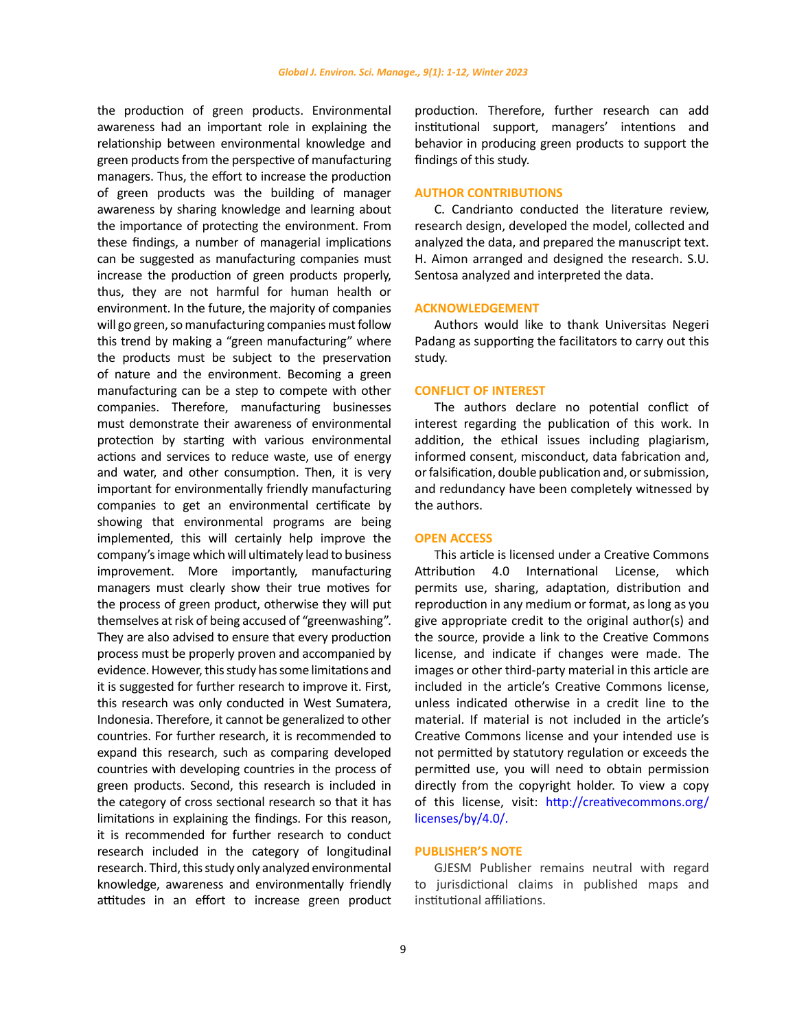the production of green products. Environmental awareness had an important role in explaining the relationship between environmental knowledge and green products from the perspective of manufacturing managers. Thus, the effort to increase the production of green products was the building of manager awareness by sharing knowledge and learning about the importance of protecting the environment. From these findings, a number of managerial implications can be suggested as manufacturing companies must increase the production of green products properly, thus, they are not harmful for human health or environment. In the future, the majority of companies will go green, so manufacturing companies must follow this trend by making a "green manufacturing" where the products must be subject to the preservation of nature and the environment. Becoming a green manufacturing can be a step to compete with other companies. Therefore, manufacturing businesses must demonstrate their awareness of environmental protection by starting with various environmental actions and services to reduce waste, use of energy and water, and other consumption. Then, it is very important for environmentally friendly manufacturing companies to get an environmental certificate by showing that environmental programs are being implemented, this will certainly help improve the company's image which will ultimately lead to business improvement. More importantly, manufacturing managers must clearly show their true motives for the process of green product, otherwise they will put themselves at risk of being accused of "greenwashing". They are also advised to ensure that every production process must be properly proven and accompanied by evidence. However, this study has some limitations and it is suggested for further research to improve it. First, this research was only conducted in West Sumatera, Indonesia. Therefore, it cannot be generalized to other countries. For further research, it is recommended to expand this research, such as comparing developed countries with developing countries in the process of green products. Second, this research is included in the category of cross sectional research so that it has limitations in explaining the findings. For this reason, it is recommended for further research to conduct research included in the category of longitudinal research. Third, this study only analyzed environmental knowledge, awareness and environmentally friendly attitudes in an effort to increase green product production. Therefore, further research can add institutional support, managers' intentions and behavior in producing green products to support the findings of this study.

## AUTHOR CONTRIBUTIONS

C. Candrianto conducted the literature review, research design, developed the model, collected and analyzed the data, and prepared the manuscript text. H. Aimon arranged and designed the research. S.U. Sentosa analyzed and interpreted the data.

## ACKNOWLEDGEMENT

Authors would like to thank Universitas Negeri Padang as supporting the facilitators to carry out this study.

## CONFLICT OF INTEREST

The authors declare no potential conflict of interest regarding the publication of this work. In addition, the ethical issues including plagiarism, informed consent, misconduct, data fabrication and, or falsification, double publication and, or submission, and redundancy have been completely witnessed by the authors.

## OPEN ACCESS

This article is licensed under a Creative Commons Attribution 4.0 International License, which permits use, sharing, adaptation, distribution and reproduction in any medium or format, as long as you give appropriate credit to the original author(s) and the source, provide a link to the Creative Commons license, and indicate if changes were made. The images or other third-party material in this article are included in the article's Creative Commons license, unless indicated otherwise in a credit line to the material. If material is not included in the article's Creative Commons license and your intended use is not permitted by statutory regulation or exceeds the permitted use, you will need to obtain permission directly from the copyright holder. To view a copy of this license, visit: http://creativecommons.org/licenses/by/4.0/.

## PUBLISHER'S NOTE

GJESM Publisher remains neutral with regard to jurisdictional claims in published maps and institutional affiliations.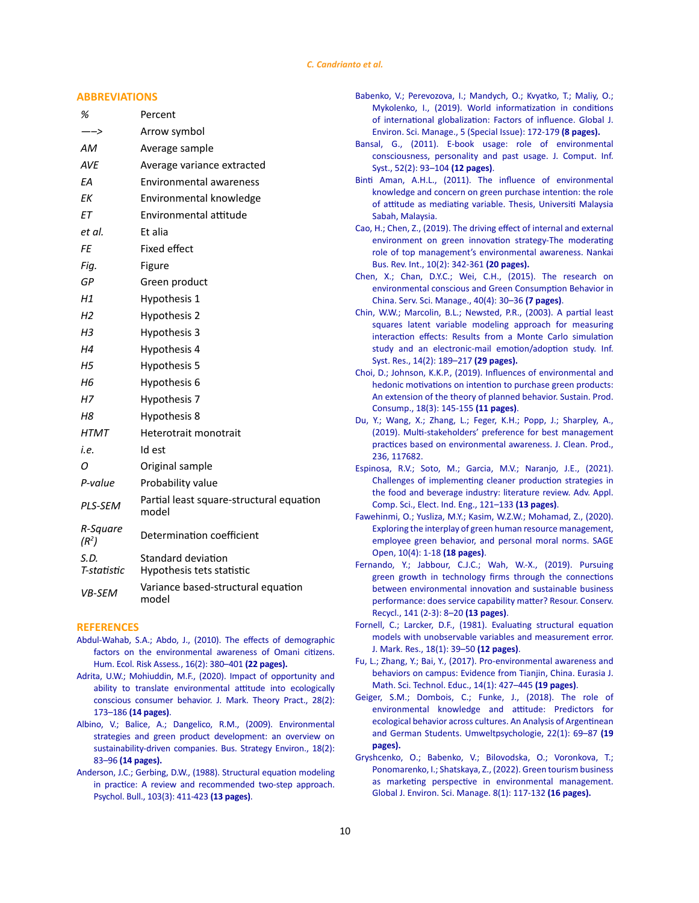## ABBREVIATIONS

| | |
|---|---|
| *%* | Percent |
| *—>* | Arrow symbol |
| *AM* | Average sample |
| *AVE* | Average variance extracted |
| *EA* | Environmental awareness |
| *EK* | Environmental knowledge |
| *ET* | Environmental attitude |
| *et al.* | Et alia |
| *FE* | Fixed effect |
| *Fig.* | Figure |
| *GP* | Green product |
| *H1* | Hypothesis 1 |
| *H2* | Hypothesis 2 |
| *H3* | Hypothesis 3 |
| *H4* | Hypothesis 4 |
| *H5* | Hypothesis 5 |
| *H6* | Hypothesis 6 |
| *H7* | Hypothesis 7 |
| *H8* | Hypothesis 8 |
| *HTMT* | Heterotrait monotrait |
| *i.e.* | Id est |
| *O* | Original sample |
| *P-value* | Probability value |
| *PLS-SEM* | Partial least square-structural equation model |
| *R-Square* ($R^2$) | Determination coefficient |
| *S.D.* | Standard deviation |
| *T-statistic* | Hypothesis tets statistic |
| *VB-SEM* | Variance based-structural equation model |

## REFERENCES

Abdul-Wahab, S.A.; Abdo, J., (2010). The effects of demographic factors on the environmental awareness of Omani citizens. Hum. Ecol. Risk Assess., 16(2): 380–401 **(22 pages).**

Adrita, U.W.; Mohiuddin, M.F., (2020). Impact of opportunity and ability to translate environmental attitude into ecologically conscious consumer behavior. J. Mark. Theory Pract., 28(2): 173–186 **(14 pages)**.

Albino, V.; Balice, A.; Dangelico, R.M., (2009). Environmental strategies and green product development: an overview on sustainability-driven companies. Bus. Strategy Environ., 18(2): 83–96 **(14 pages).**

Anderson, J.C.; Gerbing, D.W., (1988). Structural equation modeling in practice: A review and recommended two-step approach. Psychol. Bull., 103(3): 411-423 **(13 pages)**.

Babenko, V.; Perevozova, I.; Mandych, O.; Kvyatko, T.; Maliy, O.; Mykolenko, I., (2019). World informatization in conditions of international globalization: Factors of influence. Global J. Environ. Sci. Manage., 5 (Special Issue): 172-179 **(8 pages).**

Bansal, G., (2011). E-book usage: role of environmental consciousness, personality and past usage. J. Comput. Inf. Syst., 52(2): 93–104 **(12 pages)**.

Binti Aman, A.H.L., (2011). The influence of environmental knowledge and concern on green purchase intention: the role of attitude as mediating variable. Thesis, Universiti Malaysia Sabah, Malaysia.

Cao, H.; Chen, Z., (2019). The driving effect of internal and external environment on green innovation strategy-The moderating role of top management's environmental awareness. Nankai Bus. Rev. Int., 10(2): 342-361 **(20 pages).**

Chen, X.; Chan, D.Y.C.; Wei, C.H., (2015). The research on environmental conscious and Green Consumption Behavior in China. Serv. Sci. Manage., 40(4): 30–36 **(7 pages)**.

Chin, W.W.; Marcolin, B.L.; Newsted, P.R., (2003). A partial least squares latent variable modeling approach for measuring interaction effects: Results from a Monte Carlo simulation study and an electronic-mail emotion/adoption study. Inf. Syst. Res., 14(2): 189–217 **(29 pages).**

Choi, D.; Johnson, K.K.P., (2019). Influences of environmental and hedonic motivations on intention to purchase green products: An extension of the theory of planned behavior. Sustain. Prod. Consump., 18(3): 145-155 **(11 pages)**.

Du, Y.; Wang, X.; Zhang, L.; Feger, K.H.; Popp, J.; Sharpley, A., (2019). Multi-stakeholders' preference for best management practices based on environmental awareness. J. Clean. Prod., 236, 117682.

Espinosa, R.V.; Soto, M.; Garcia, M.V.; Naranjo, J.E., (2021). Challenges of implementing cleaner production strategies in the food and beverage industry: literature review. Adv. Appl. Comp. Sci., Elect. Ind. Eng., 121–133 **(13 pages)**.

Fawehinmi, O.; Yusliza, M.Y.; Kasim, W.Z.W.; Mohamad, Z., (2020). Exploring the interplay of green human resource management, employee green behavior, and personal moral norms. SAGE Open, 10(4): 1-18 **(18 pages)**.

Fernando, Y.; Jabbour, C.J.C.; Wah, W.-X., (2019). Pursuing green growth in technology firms through the connections between environmental innovation and sustainable business performance: does service capability matter? Resour. Conserv. Recycl., 141 (2-3): 8–20 **(13 pages)**.

Fornell, C.; Larcker, D.F., (1981). Evaluating structural equation models with unobservable variables and measurement error. J. Mark. Res., 18(1): 39–50 **(12 pages)**.

Fu, L.; Zhang, Y.; Bai, Y., (2017). Pro-environmental awareness and behaviors on campus: Evidence from Tianjin, China. Eurasia J. Math. Sci. Technol. Educ., 14(1): 427–445 **(19 pages)**.

Geiger, S.M.; Dombois, C.; Funke, J., (2018). The role of environmental knowledge and attitude: Predictors for ecological behavior across cultures. An Analysis of Argentinean and German Students. Umweltpsychologie, 22(1): 69–87 **(19 pages).**

Gryshcenko, O.; Babenko, V.; Bilovodska, O.; Voronkova, T.; Ponomarenko, I.; Shatskaya, Z., (2022). Green tourism business as marketing perspective in environmental management. Global J. Environ. Sci. Manage. 8(1): 117-132 **(16 pages).**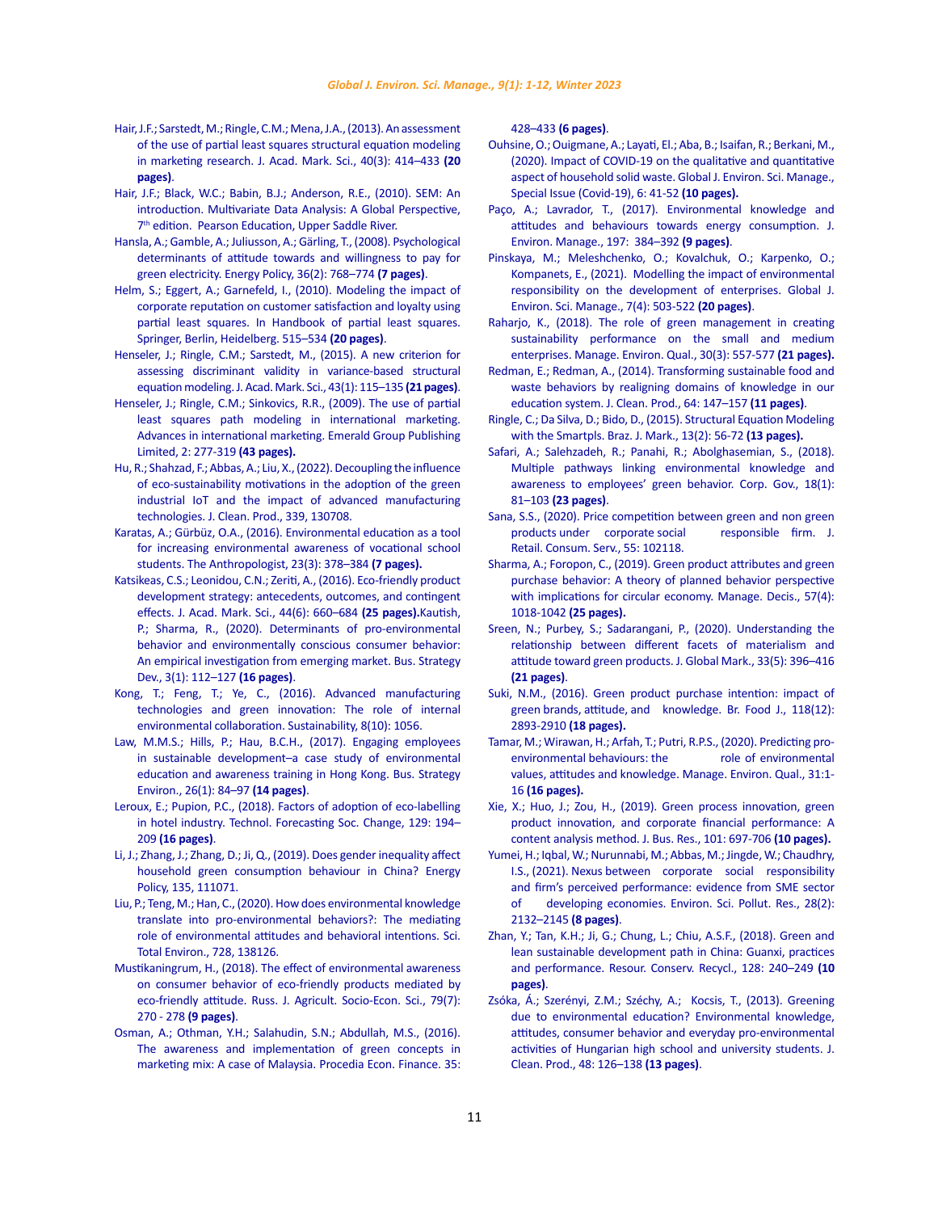Hair, J.F.; Sarstedt, M.; Ringle, C.M.; Mena, J.A., (2013). An assessment of the use of partial least squares structural equation modeling in marketing research. J. Acad. Mark. Sci., 40(3): 414–433 **(20 pages)**.

Hair, J.F.; Black, W.C.; Babin, B.J.; Anderson, R.E., (2010). SEM: An introduction. Multivariate Data Analysis: A Global Perspective, 7th edition. Pearson Education, Upper Saddle River.

Hansla, A.; Gamble, A.; Juliusson, A.; Gärling, T., (2008). Psychological determinants of attitude towards and willingness to pay for green electricity. Energy Policy, 36(2): 768–774 **(7 pages)**.

Helm, S.; Eggert, A.; Garnefeld, I., (2010). Modeling the impact of corporate reputation on customer satisfaction and loyalty using partial least squares. In Handbook of partial least squares. Springer, Berlin, Heidelberg. 515–534 **(20 pages)**.

Henseler, J.; Ringle, C.M.; Sarstedt, M., (2015). A new criterion for assessing discriminant validity in variance-based structural equation modeling. J. Acad. Mark. Sci., 43(1): 115–135 **(21 pages)**.

Henseler, J.; Ringle, C.M.; Sinkovics, R.R., (2009). The use of partial least squares path modeling in international marketing. Advances in international marketing. Emerald Group Publishing Limited, 2: 277-319 **(43 pages).**

Hu, R.; Shahzad, F.; Abbas, A.; Liu, X., (2022). Decoupling the influence of eco-sustainability motivations in the adoption of the green industrial IoT and the impact of advanced manufacturing technologies. J. Clean. Prod., 339, 130708.

Karatas, A.; Gürbüz, O.A., (2016). Environmental education as a tool for increasing environmental awareness of vocational school students. The Anthropologist, 23(3): 378–384 **(7 pages).**

Katsikeas, C.S.; Leonidou, C.N.; Zeriti, A., (2016). Eco-friendly product development strategy: antecedents, outcomes, and contingent effects. J. Acad. Mark. Sci., 44(6): 660–684 **(25 pages).**Kautish, P.; Sharma, R., (2020). Determinants of pro-environmental behavior and environmentally conscious consumer behavior: An empirical investigation from emerging market. Bus. Strategy Dev., 3(1): 112–127 **(16 pages)**.

Kong, T.; Feng, T.; Ye, C., (2016). Advanced manufacturing technologies and green innovation: The role of internal environmental collaboration. Sustainability, 8(10): 1056.

Law, M.M.S.; Hills, P.; Hau, B.C.H., (2017). Engaging employees in sustainable development–a case study of environmental education and awareness training in Hong Kong. Bus. Strategy Environ., 26(1): 84–97 **(14 pages)**.

Leroux, E.; Pupion, P.C., (2018). Factors of adoption of eco-labelling in hotel industry. Technol. Forecasting Soc. Change, 129: 194–209 **(16 pages)**.

Li, J.; Zhang, J.; Zhang, D.; Ji, Q., (2019). Does gender inequality affect household green consumption behaviour in China? Energy Policy, 135, 111071.

Liu, P.; Teng, M.; Han, C., (2020). How does environmental knowledge translate into pro-environmental behaviors?: The mediating role of environmental attitudes and behavioral intentions. Sci. Total Environ., 728, 138126.

Mustikaningrum, H., (2018). The effect of environmental awareness on consumer behavior of eco-friendly products mediated by eco-friendly attitude. Russ. J. Agricult. Socio-Econ. Sci., 79(7): 270 - 278 **(9 pages)**.

Osman, A.; Othman, Y.H.; Salahudin, S.N.; Abdullah, M.S., (2016). The awareness and implementation of green concepts in marketing mix: A case of Malaysia. Procedia Econ. Finance. 35: 428–433 **(6 pages)**.

Ouhsine, O.; Ouigmane, A.; Layati, El.; Aba, B.; Isaifan, R.; Berkani, M., (2020). Impact of COVID-19 on the qualitative and quantitative aspect of household solid waste. Global J. Environ. Sci. Manage., Special Issue (Covid-19), 6: 41-52 **(10 pages).**

Paço, A.; Lavrador, T., (2017). Environmental knowledge and attitudes and behaviours towards energy consumption. J. Environ. Manage., 197: 384–392 **(9 pages)**.

Pinskaya, M.; Meleshchenko, O.; Kovalchuk, O.; Karpenko, O.; Kompanets, E., (2021). Modelling the impact of environmental responsibility on the development of enterprises. Global J. Environ. Sci. Manage., 7(4): 503-522 **(20 pages)**.

Raharjo, K., (2018). The role of green management in creating sustainability performance on the small and medium enterprises. Manage. Environ. Qual., 30(3): 557-577 **(21 pages).**

Redman, E.; Redman, A., (2014). Transforming sustainable food and waste behaviors by realigning domains of knowledge in our education system. J. Clean. Prod., 64: 147–157 **(11 pages)**.

Ringle, C.; Da Silva, D.; Bido, D., (2015). Structural Equation Modeling with the Smartpls. Braz. J. Mark., 13(2): 56-72 **(13 pages).**

Safari, A.; Salehzadeh, R.; Panahi, R.; Abolghasemian, S., (2018). Multiple pathways linking environmental knowledge and awareness to employees' green behavior. Corp. Gov., 18(1): 81–103 **(23 pages)**.

Sana, S.S., (2020). Price competition between green and non green products under corporate social responsible firm. J. Retail. Consum. Serv., 55: 102118.

Sharma, A.; Foropon, C., (2019). Green product attributes and green purchase behavior: A theory of planned behavior perspective with implications for circular economy. Manage. Decis., 57(4): 1018-1042 **(25 pages).**

Sreen, N.; Purbey, S.; Sadarangani, P., (2020). Understanding the relationship between different facets of materialism and attitude toward green products. J. Global Mark., 33(5): 396–416 **(21 pages)**.

Suki, N.M., (2016). Green product purchase intention: impact of green brands, attitude, and knowledge. Br. Food J., 118(12): 2893-2910 **(18 pages).**

Tamar, M.; Wirawan, H.; Arfah, T.; Putri, R.P.S., (2020). Predicting pro-environmental behaviours: the role of environmental values, attitudes and knowledge. Manage. Environ. Qual., 31:1-16 **(16 pages).**

Xie, X.; Huo, J.; Zou, H., (2019). Green process innovation, green product innovation, and corporate financial performance: A content analysis method. J. Bus. Res., 101: 697-706 **(10 pages).**

Yumei, H.; Iqbal, W.; Nurunnabi, M.; Abbas, M.; Jingde, W.; Chaudhry, I.S., (2021). Nexus between corporate social responsibility and firm's perceived performance: evidence from SME sector of developing economies. Environ. Sci. Pollut. Res., 28(2): 2132–2145 **(8 pages)**.

Zhan, Y.; Tan, K.H.; Ji, G.; Chung, L.; Chiu, A.S.F., (2018). Green and lean sustainable development path in China: Guanxi, practices and performance. Resour. Conserv. Recycl., 128: 240–249 **(10 pages)**.

Zsóka, Á.; Szerényi, Z.M.; Széchy, A.; Kocsis, T., (2013). Greening due to environmental education? Environmental knowledge, attitudes, consumer behavior and everyday pro-environmental activities of Hungarian high school and university students. J. Clean. Prod., 48: 126–138 **(13 pages)**.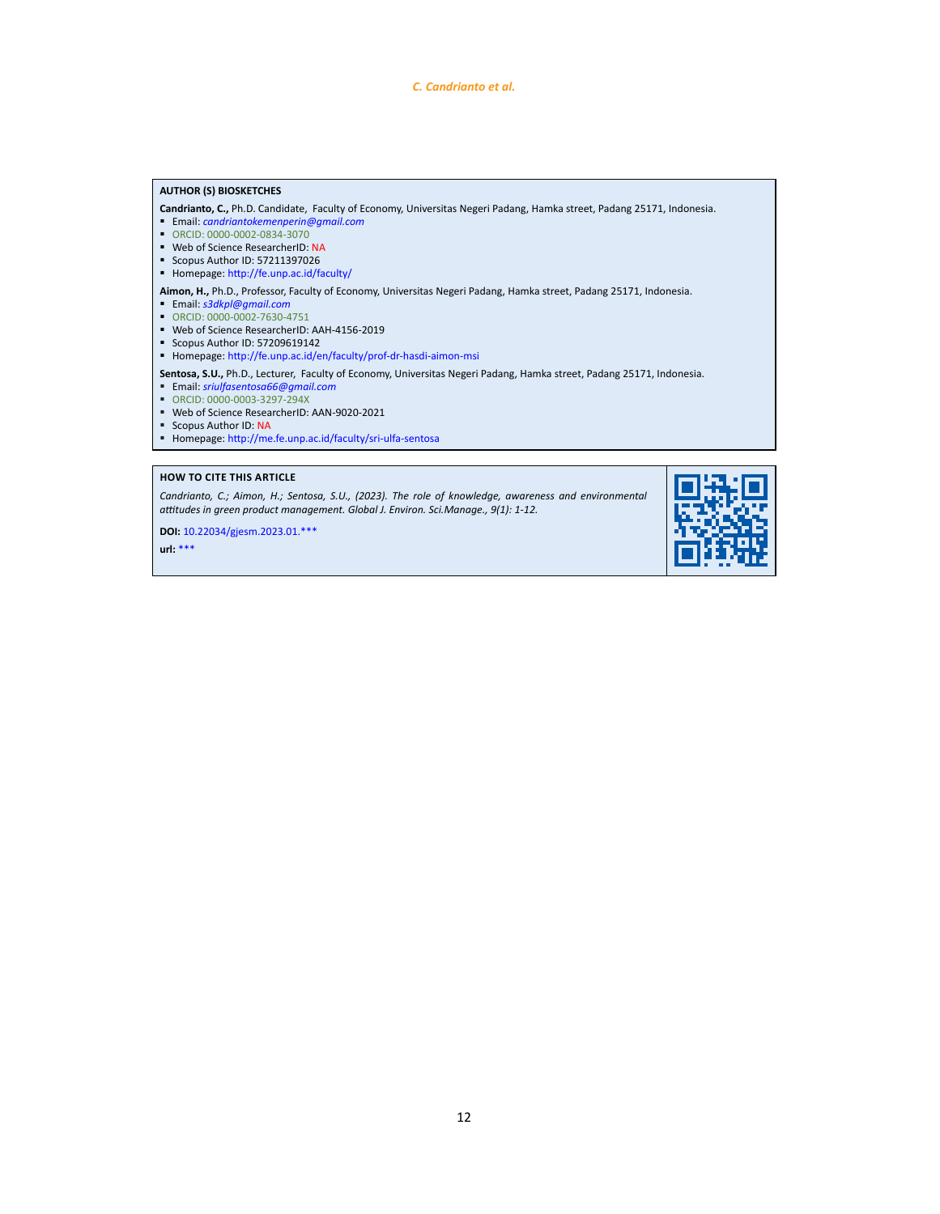## AUTHOR (S) BIOSKETCHES

**Candrianto, C.,** Ph.D. Candidate, Faculty of Economy, Universitas Negeri Padang, Hamka street, Padang 25171, Indonesia.

- Email: *candriantokemenperin@gmail.com*
- ORCID: 0000-0002-0834-3070
- Web of Science ResearcherID: NA
- Scopus Author ID: 57211397026
- Homepage: http://fe.unp.ac.id/faculty/

**Aimon, H.,** Ph.D., Professor, Faculty of Economy, Universitas Negeri Padang, Hamka street, Padang 25171, Indonesia.

- Email: *s3dkpl@gmail.com*
- ORCID: 0000-0002-7630-4751
- Web of Science ResearcherID: AAH-4156-2019
- Scopus Author ID: 57209619142
- Homepage: http://fe.unp.ac.id/en/faculty/prof-dr-hasdi-aimon-msi

**Sentosa, S.U.,** Ph.D., Lecturer, Faculty of Economy, Universitas Negeri Padang, Hamka street, Padang 25171, Indonesia.

- Email: *sriulfasentosa66@gmail.com*
- ORCID: 0000-0003-3297-294X
- Web of Science ResearcherID: AAN-9020-2021
- Scopus Author ID: NA
- Homepage: http://me.fe.unp.ac.id/faculty/sri-ulfa-sentosa

## HOW TO CITE THIS ARTICLE

*Candrianto, C.; Aimon, H.; Sentosa, S.U., (2023). The role of knowledge, awareness and environmental attitudes in green product management. Global J. Environ. Sci.Manage., 9(1): 1-12.*

**DOI:** 10.22034/gjesm.2023.01.***

**url:** ***